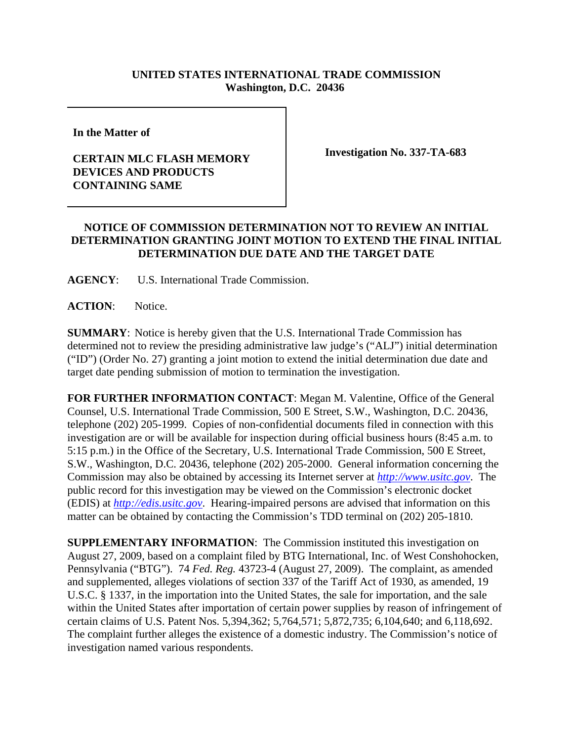**UNITED STATES INTERNATIONAL TRADE COMMISSION**
**Washington, D.C. 20436**

**In the Matter of**

**CERTAIN MLC FLASH MEMORY DEVICES AND PRODUCTS CONTAINING SAME**

**Investigation No. 337-TA-683**

**NOTICE OF COMMISSION DETERMINATION NOT TO REVIEW AN INITIAL DETERMINATION GRANTING JOINT MOTION TO EXTEND THE FINAL INITIAL DETERMINATION DUE DATE AND THE TARGET DATE**

**AGENCY**: U.S. International Trade Commission.

**ACTION**: Notice.

**SUMMARY**: Notice is hereby given that the U.S. International Trade Commission has determined not to review the presiding administrative law judge's ("ALJ") initial determination ("ID") (Order No. 27) granting a joint motion to extend the initial determination due date and target date pending submission of motion to termination the investigation.

**FOR FURTHER INFORMATION CONTACT**: Megan M. Valentine, Office of the General Counsel, U.S. International Trade Commission, 500 E Street, S.W., Washington, D.C. 20436, telephone (202) 205-1999. Copies of non-confidential documents filed in connection with this investigation are or will be available for inspection during official business hours (8:45 a.m. to 5:15 p.m.) in the Office of the Secretary, U.S. International Trade Commission, 500 E Street, S.W., Washington, D.C. 20436, telephone (202) 205-2000. General information concerning the Commission may also be obtained by accessing its Internet server at *http://www.usitc.gov*. The public record for this investigation may be viewed on the Commission's electronic docket (EDIS) at *http://edis.usitc.gov*. Hearing-impaired persons are advised that information on this matter can be obtained by contacting the Commission's TDD terminal on (202) 205-1810.

**SUPPLEMENTARY INFORMATION**: The Commission instituted this investigation on August 27, 2009, based on a complaint filed by BTG International, Inc. of West Conshohocken, Pennsylvania ("BTG"). 74 *Fed. Reg.* 43723-4 (August 27, 2009). The complaint, as amended and supplemented, alleges violations of section 337 of the Tariff Act of 1930, as amended, 19 U.S.C. § 1337, in the importation into the United States, the sale for importation, and the sale within the United States after importation of certain power supplies by reason of infringement of certain claims of U.S. Patent Nos. 5,394,362; 5,764,571; 5,872,735; 6,104,640; and 6,118,692. The complaint further alleges the existence of a domestic industry. The Commission's notice of investigation named various respondents.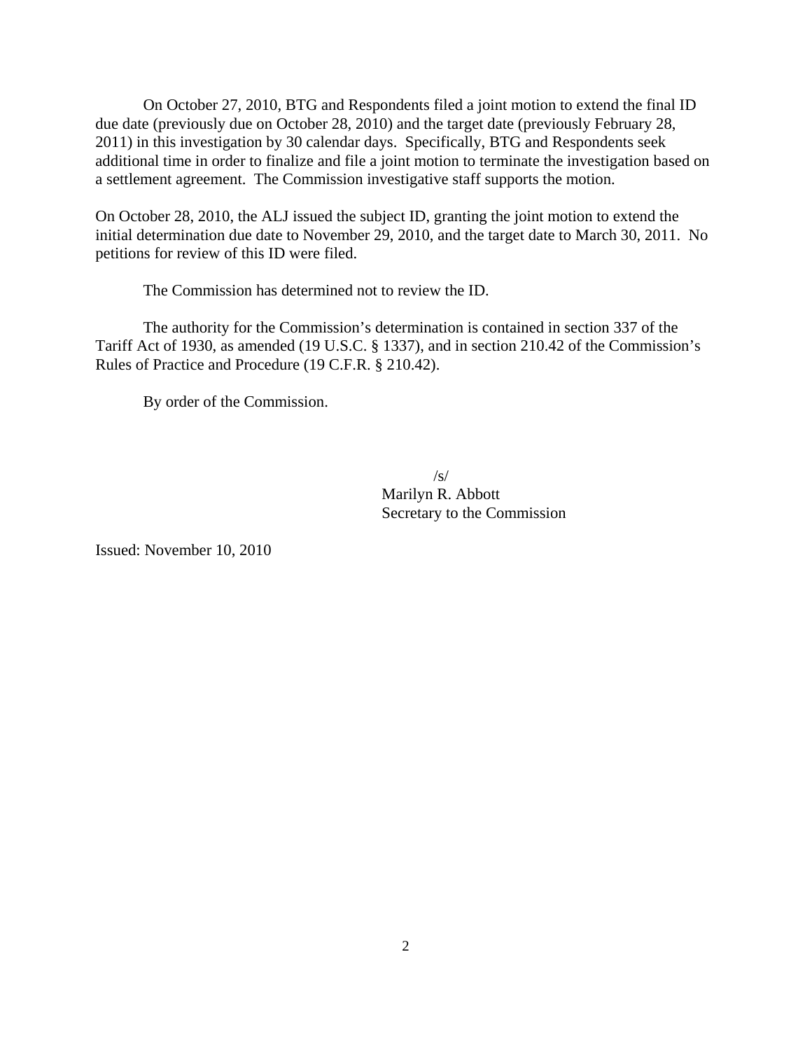On October 27, 2010, BTG and Respondents filed a joint motion to extend the final ID due date (previously due on October 28, 2010) and the target date (previously February 28, 2011) in this investigation by 30 calendar days. Specifically, BTG and Respondents seek additional time in order to finalize and file a joint motion to terminate the investigation based on a settlement agreement. The Commission investigative staff supports the motion.

On October 28, 2010, the ALJ issued the subject ID, granting the joint motion to extend the initial determination due date to November 29, 2010, and the target date to March 30, 2011. No petitions for review of this ID were filed.

The Commission has determined not to review the ID.

The authority for the Commission's determination is contained in section 337 of the Tariff Act of 1930, as amended (19 U.S.C. § 1337), and in section 210.42 of the Commission's Rules of Practice and Procedure (19 C.F.R. § 210.42).

By order of the Commission.

/s/
Marilyn R. Abbott
Secretary to the Commission

Issued: November 10, 2010